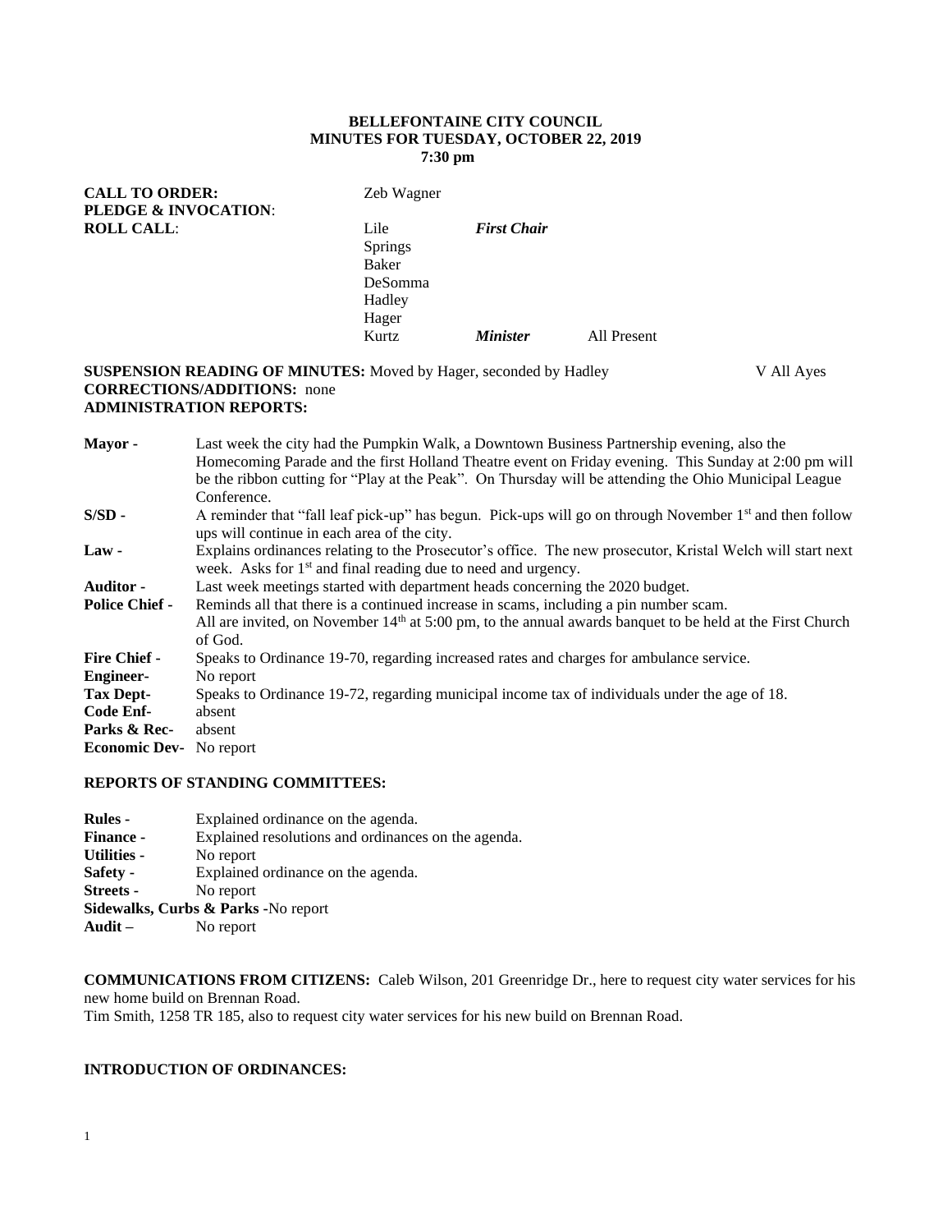**BELLEFONTAINE CITY COUNCIL**
**MINUTES FOR TUESDAY, OCTOBER 22, 2019**
**7:30 pm**

**CALL TO ORDER:** Zeb Wagner
**PLEDGE & INVOCATION**:
**ROLL CALL**:

| | | |
|---|---|---|
| Lile | ***First Chair*** | |
| Springs | | |
| Baker | | |
| DeSomma | | |
| Hadley | | |
| Hager | | |
| Kurtz | ***Minister*** | All Present |

**SUSPENSION READING OF MINUTES:** Moved by Hager, seconded by Hadley V All Ayes
**CORRECTIONS/ADDITIONS:** none
**ADMINISTRATION REPORTS:**

**Mayor -** Last week the city had the Pumpkin Walk, a Downtown Business Partnership evening, also the Homecoming Parade and the first Holland Theatre event on Friday evening. This Sunday at 2:00 pm will be the ribbon cutting for "Play at the Peak". On Thursday will be attending the Ohio Municipal League Conference.

**S/SD -** A reminder that "fall leaf pick-up" has begun. Pick-ups will go on through November 1st and then follow ups will continue in each area of the city.

**Law -** Explains ordinances relating to the Prosecutor's office. The new prosecutor, Kristal Welch will start next week. Asks for 1st and final reading due to need and urgency.

**Auditor -** Last week meetings started with department heads concerning the 2020 budget.

**Police Chief -** Reminds all that there is a continued increase in scams, including a pin number scam. All are invited, on November 14th at 5:00 pm, to the annual awards banquet to be held at the First Church of God.

**Fire Chief -** Speaks to Ordinance 19-70, regarding increased rates and charges for ambulance service.

**Engineer-** No report

**Tax Dept-** Speaks to Ordinance 19-72, regarding municipal income tax of individuals under the age of 18.

**Code Enf-** absent

**Parks & Rec-** absent

**Economic Dev-** No report

**REPORTS OF STANDING COMMITTEES:**

**Rules -** Explained ordinance on the agenda.
**Finance -** Explained resolutions and ordinances on the agenda.
**Utilities -** No report
**Safety -** Explained ordinance on the agenda.
**Streets -** No report
**Sidewalks, Curbs & Parks** -No report
**Audit –** No report

**COMMUNICATIONS FROM CITIZENS:** Caleb Wilson, 201 Greenridge Dr., here to request city water services for his new home build on Brennan Road.
Tim Smith, 1258 TR 185, also to request city water services for his new build on Brennan Road.

**INTRODUCTION OF ORDINANCES:**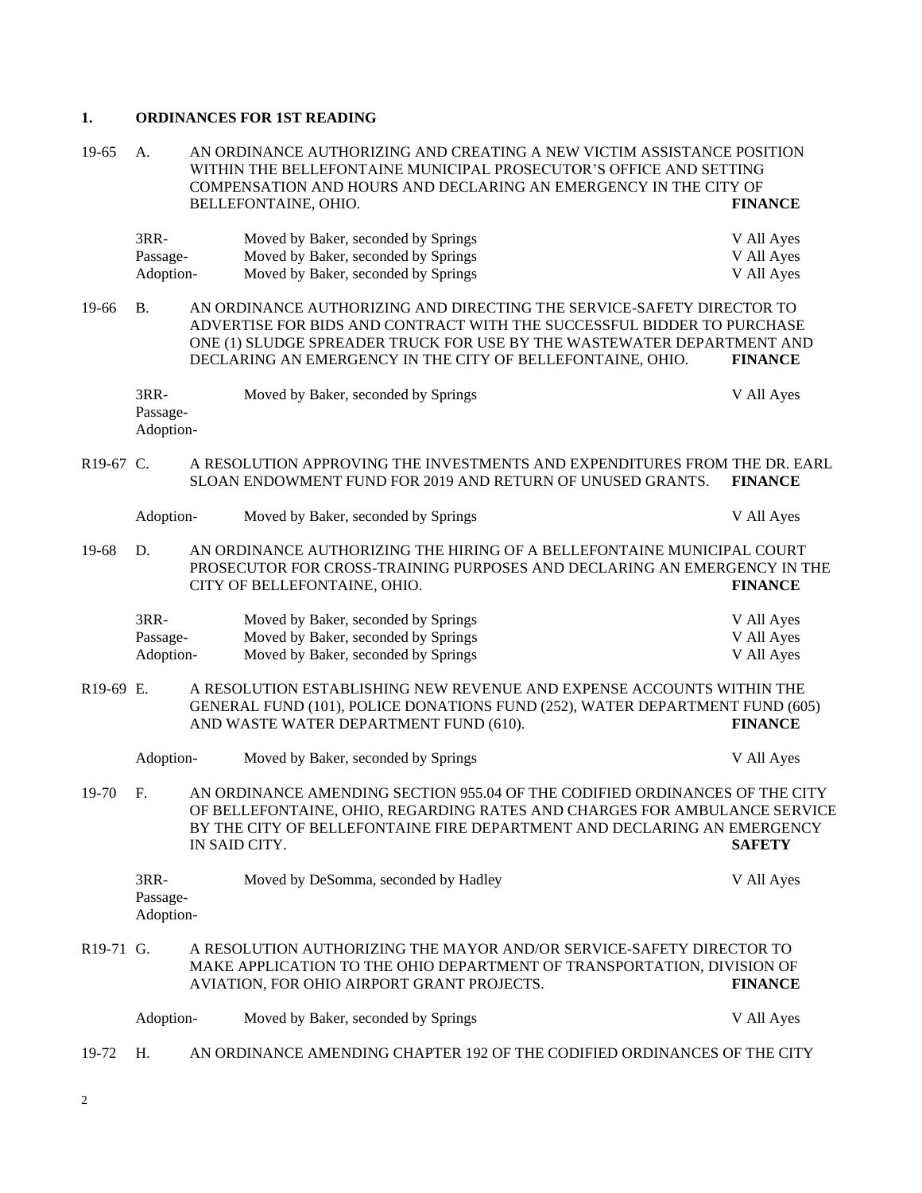## 1. ORDINANCES FOR 1ST READING

19-65 A. AN ORDINANCE AUTHORIZING AND CREATING A NEW VICTIM ASSISTANCE POSITION WITHIN THE BELLEFONTAINE MUNICIPAL PROSECUTOR'S OFFICE AND SETTING COMPENSATION AND HOURS AND DECLARING AN EMERGENCY IN THE CITY OF BELLEFONTAINE, OHIO. **FINANCE**

| | | |
|---|---|---|
| 3RR- | Moved by Baker, seconded by Springs | V All Ayes |
| Passage- | Moved by Baker, seconded by Springs | V All Ayes |
| Adoption- | Moved by Baker, seconded by Springs | V All Ayes |

19-66 B. AN ORDINANCE AUTHORIZING AND DIRECTING THE SERVICE-SAFETY DIRECTOR TO ADVERTISE FOR BIDS AND CONTRACT WITH THE SUCCESSFUL BIDDER TO PURCHASE ONE (1) SLUDGE SPREADER TRUCK FOR USE BY THE WASTEWATER DEPARTMENT AND DECLARING AN EMERGENCY IN THE CITY OF BELLEFONTAINE, OHIO. **FINANCE**

| | | |
|---|---|---|
| 3RR- | Moved by Baker, seconded by Springs | V All Ayes |
| Passage- | | |
| Adoption- | | |

R19-67 C. A RESOLUTION APPROVING THE INVESTMENTS AND EXPENDITURES FROM THE DR. EARL SLOAN ENDOWMENT FUND FOR 2019 AND RETURN OF UNUSED GRANTS. **FINANCE**

| | | |
|---|---|---|
| Adoption- | Moved by Baker, seconded by Springs | V All Ayes |

19-68 D. AN ORDINANCE AUTHORIZING THE HIRING OF A BELLEFONTAINE MUNICIPAL COURT PROSECUTOR FOR CROSS-TRAINING PURPOSES AND DECLARING AN EMERGENCY IN THE CITY OF BELLEFONTAINE, OHIO. **FINANCE**

| | | |
|---|---|---|
| 3RR- | Moved by Baker, seconded by Springs | V All Ayes |
| Passage- | Moved by Baker, seconded by Springs | V All Ayes |
| Adoption- | Moved by Baker, seconded by Springs | V All Ayes |

R19-69 E. A RESOLUTION ESTABLISHING NEW REVENUE AND EXPENSE ACCOUNTS WITHIN THE GENERAL FUND (101), POLICE DONATIONS FUND (252), WATER DEPARTMENT FUND (605) AND WASTE WATER DEPARTMENT FUND (610). **FINANCE**

| | | |
|---|---|---|
| Adoption- | Moved by Baker, seconded by Springs | V All Ayes |

19-70 F. AN ORDINANCE AMENDING SECTION 955.04 OF THE CODIFIED ORDINANCES OF THE CITY OF BELLEFONTAINE, OHIO, REGARDING RATES AND CHARGES FOR AMBULANCE SERVICE BY THE CITY OF BELLEFONTAINE FIRE DEPARTMENT AND DECLARING AN EMERGENCY IN SAID CITY. **SAFETY**

| | | |
|---|---|---|
| 3RR- | Moved by DeSomma, seconded by Hadley | V All Ayes |
| Passage- | | |
| Adoption- | | |

R19-71 G. A RESOLUTION AUTHORIZING THE MAYOR AND/OR SERVICE-SAFETY DIRECTOR TO MAKE APPLICATION TO THE OHIO DEPARTMENT OF TRANSPORTATION, DIVISION OF AVIATION, FOR OHIO AIRPORT GRANT PROJECTS. **FINANCE**

| | | |
|---|---|---|
| Adoption- | Moved by Baker, seconded by Springs | V All Ayes |

19-72 H. AN ORDINANCE AMENDING CHAPTER 192 OF THE CODIFIED ORDINANCES OF THE CITY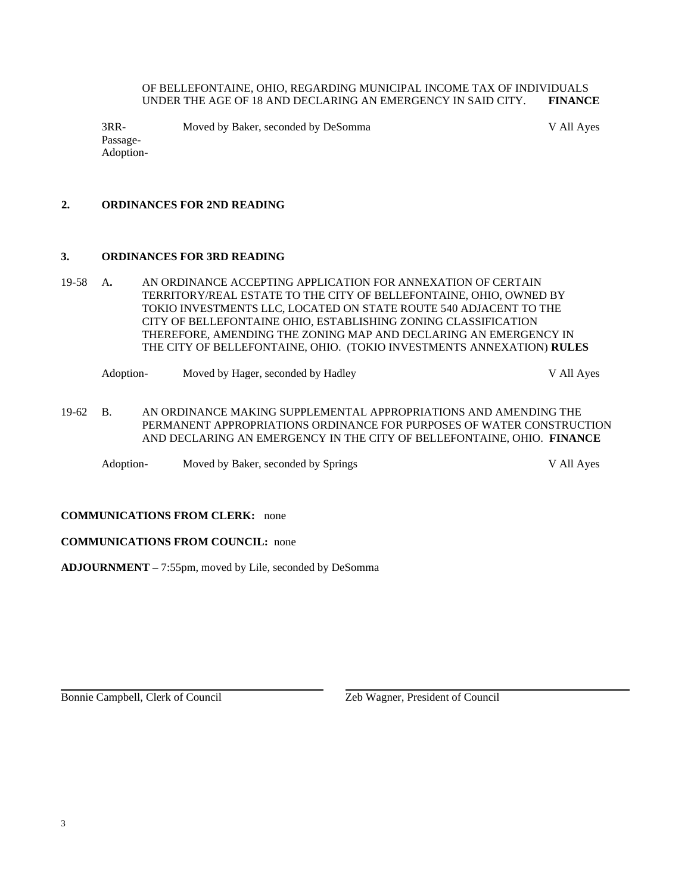OF BELLEFONTAINE, OHIO, REGARDING MUNICIPAL INCOME TAX OF INDIVIDUALS UNDER THE AGE OF 18 AND DECLARING AN EMERGENCY IN SAID CITY. **FINANCE**

3RR- Passage- Adoption- Moved by Baker, seconded by DeSomma V All Ayes

**2. ORDINANCES FOR 2ND READING**

**3. ORDINANCES FOR 3RD READING**

19-58 A**.** AN ORDINANCE ACCEPTING APPLICATION FOR ANNEXATION OF CERTAIN TERRITORY/REAL ESTATE TO THE CITY OF BELLEFONTAINE, OHIO, OWNED BY TOKIO INVESTMENTS LLC, LOCATED ON STATE ROUTE 540 ADJACENT TO THE CITY OF BELLEFONTAINE OHIO, ESTABLISHING ZONING CLASSIFICATION THEREFORE, AMENDING THE ZONING MAP AND DECLARING AN EMERGENCY IN THE CITY OF BELLEFONTAINE, OHIO. (TOKIO INVESTMENTS ANNEXATION) **RULES**

Adoption- Moved by Hager, seconded by Hadley V All Ayes

19-62 B. AN ORDINANCE MAKING SUPPLEMENTAL APPROPRIATIONS AND AMENDING THE PERMANENT APPROPRIATIONS ORDINANCE FOR PURPOSES OF WATER CONSTRUCTION AND DECLARING AN EMERGENCY IN THE CITY OF BELLEFONTAINE, OHIO. **FINANCE**

Adoption- Moved by Baker, seconded by Springs V All Ayes

**COMMUNICATIONS FROM CLERK:** none

**COMMUNICATIONS FROM COUNCIL:** none

**ADJOURNMENT –** 7:55pm, moved by Lile, seconded by DeSomma

Bonnie Campbell, Clerk of Council

Zeb Wagner, President of Council